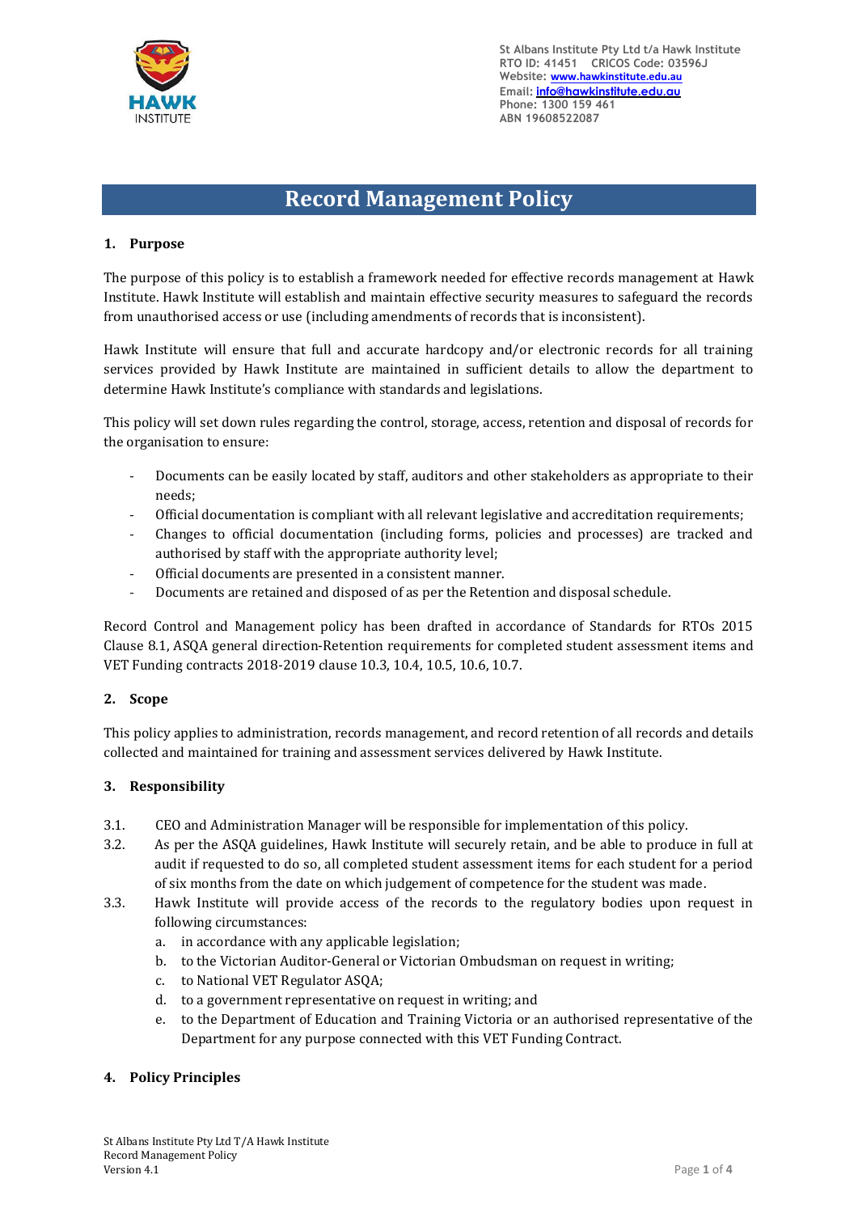St Albans Institute Pty Ltd t/a Hawk Institute
RTO ID: 41451 CRICOS Code: 03596J
Website: www.hawkinstitute.edu.au
Email: info@hawkinstitute.edu.au
Phone: 1300 159 461
ABN 19608522087

# Record Management Policy

## 1. Purpose

The purpose of this policy is to establish a framework needed for effective records management at Hawk Institute. Hawk Institute will establish and maintain effective security measures to safeguard the records from unauthorised access or use (including amendments of records that is inconsistent).

Hawk Institute will ensure that full and accurate hardcopy and/or electronic records for all training services provided by Hawk Institute are maintained in sufficient details to allow the department to determine Hawk Institute's compliance with standards and legislations.

This policy will set down rules regarding the control, storage, access, retention and disposal of records for the organisation to ensure:

- Documents can be easily located by staff, auditors and other stakeholders as appropriate to their needs;
- Official documentation is compliant with all relevant legislative and accreditation requirements;
- Changes to official documentation (including forms, policies and processes) are tracked and authorised by staff with the appropriate authority level;
- Official documents are presented in a consistent manner.
- Documents are retained and disposed of as per the Retention and disposal schedule.

Record Control and Management policy has been drafted in accordance of Standards for RTOs 2015 Clause 8.1, ASQA general direction-Retention requirements for completed student assessment items and VET Funding contracts 2018-2019 clause 10.3, 10.4, 10.5, 10.6, 10.7.

## 2. Scope

This policy applies to administration, records management, and record retention of all records and details collected and maintained for training and assessment services delivered by Hawk Institute.

## 3. Responsibility

3.1. CEO and Administration Manager will be responsible for implementation of this policy.

3.2. As per the ASQA guidelines, Hawk Institute will securely retain, and be able to produce in full at audit if requested to do so, all completed student assessment items for each student for a period of six months from the date on which judgement of competence for the student was made.

3.3. Hawk Institute will provide access of the records to the regulatory bodies upon request in following circumstances:

   a. in accordance with any applicable legislation;
   b. to the Victorian Auditor-General or Victorian Ombudsman on request in writing;
   c. to National VET Regulator ASQA;
   d. to a government representative on request in writing; and
   e. to the Department of Education and Training Victoria or an authorised representative of the Department for any purpose connected with this VET Funding Contract.

## 4. Policy Principles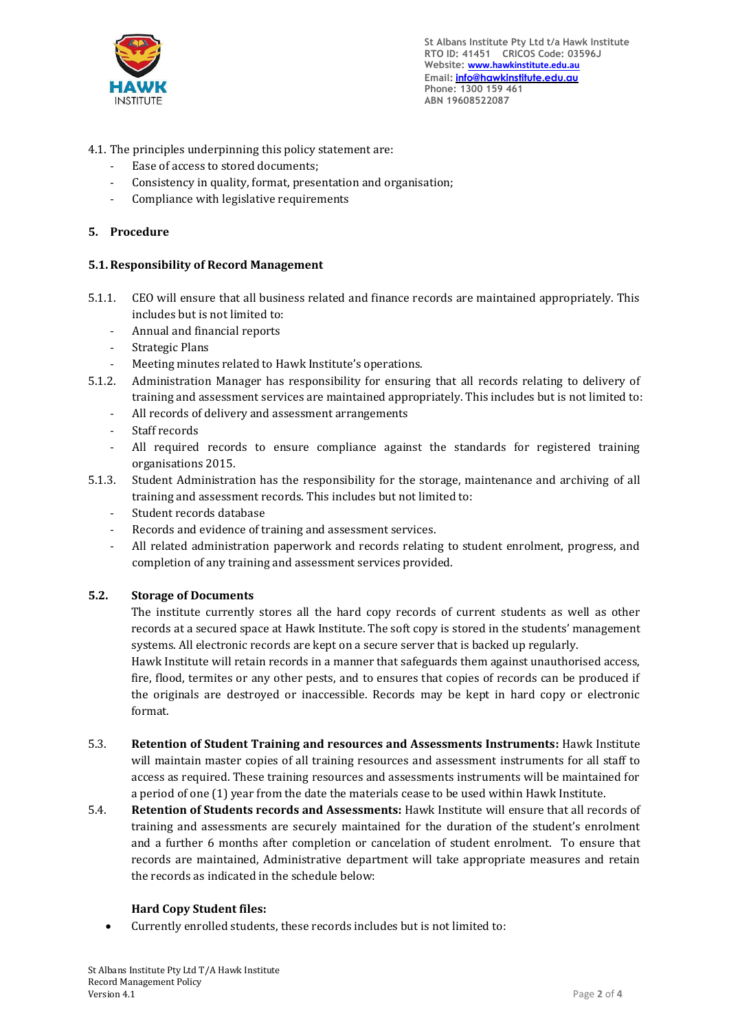4.1. The principles underpinning this policy statement are:

- Ease of access to stored documents;
- Consistency in quality, format, presentation and organisation;
- Compliance with legislative requirements

## 5. Procedure

### 5.1. Responsibility of Record Management

5.1.1. CEO will ensure that all business related and finance records are maintained appropriately. This includes but is not limited to:

- Annual and financial reports
- Strategic Plans
- Meeting minutes related to Hawk Institute's operations.

5.1.2. Administration Manager has responsibility for ensuring that all records relating to delivery of training and assessment services are maintained appropriately. This includes but is not limited to:

- All records of delivery and assessment arrangements
- Staff records
- All required records to ensure compliance against the standards for registered training organisations 2015.

5.1.3. Student Administration has the responsibility for the storage, maintenance and archiving of all training and assessment records. This includes but not limited to:

- Student records database
- Records and evidence of training and assessment services.
- All related administration paperwork and records relating to student enrolment, progress, and completion of any training and assessment services provided.

### 5.2. Storage of Documents

The institute currently stores all the hard copy records of current students as well as other records at a secured space at Hawk Institute. The soft copy is stored in the students' management systems. All electronic records are kept on a secure server that is backed up regularly.

Hawk Institute will retain records in a manner that safeguards them against unauthorised access, fire, flood, termites or any other pests, and to ensures that copies of records can be produced if the originals are destroyed or inaccessible. Records may be kept in hard copy or electronic format.

5.3. **Retention of Student Training and resources and Assessments Instruments:** Hawk Institute will maintain master copies of all training resources and assessment instruments for all staff to access as required. These training resources and assessments instruments will be maintained for a period of one (1) year from the date the materials cease to be used within Hawk Institute.

5.4. **Retention of Students records and Assessments:** Hawk Institute will ensure that all records of training and assessments are securely maintained for the duration of the student's enrolment and a further 6 months after completion or cancelation of student enrolment. To ensure that records are maintained, Administrative department will take appropriate measures and retain the records as indicated in the schedule below:

**Hard Copy Student files:**

- Currently enrolled students, these records includes but is not limited to: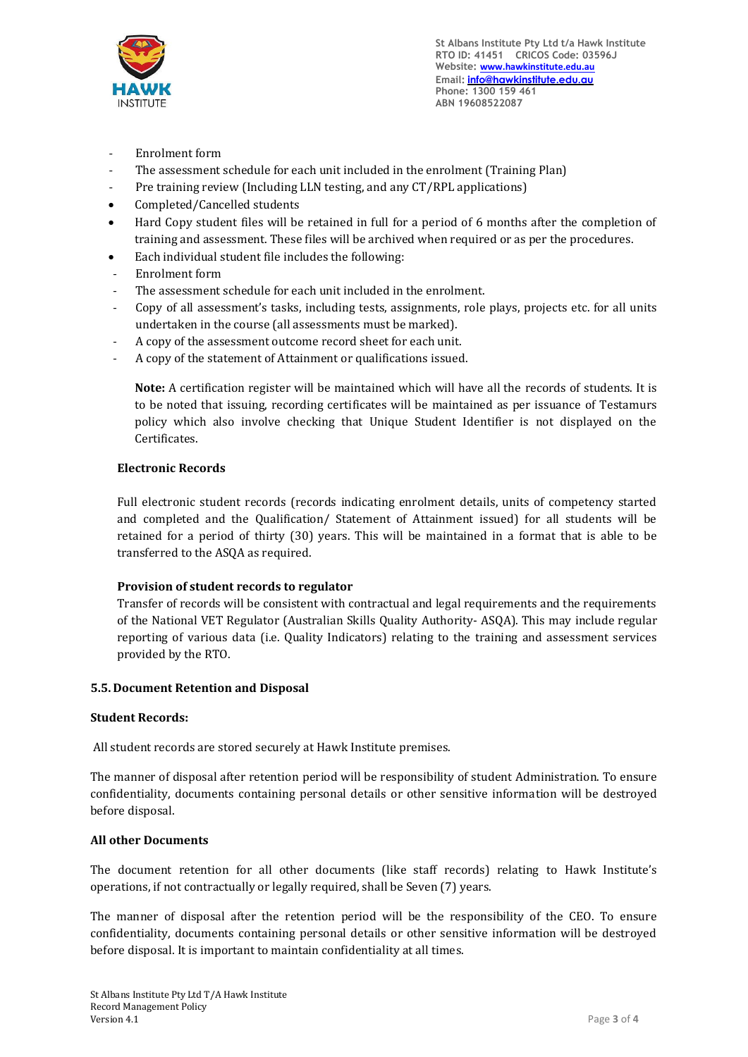- Enrolment form
- The assessment schedule for each unit included in the enrolment (Training Plan)
- Pre training review (Including LLN testing, and any CT/RPL applications)

- Completed/Cancelled students
- Hard Copy student files will be retained in full for a period of 6 months after the completion of training and assessment. These files will be archived when required or as per the procedures.
- Each individual student file includes the following:

- Enrolment form
- The assessment schedule for each unit included in the enrolment.
- Copy of all assessment's tasks, including tests, assignments, role plays, projects etc. for all units undertaken in the course (all assessments must be marked).
- A copy of the assessment outcome record sheet for each unit.
- A copy of the statement of Attainment or qualifications issued.

**Note:** A certification register will be maintained which will have all the records of students. It is to be noted that issuing, recording certificates will be maintained as per issuance of Testamurs policy which also involve checking that Unique Student Identifier is not displayed on the Certificates.

**Electronic Records**

Full electronic student records (records indicating enrolment details, units of competency started and completed and the Qualification/ Statement of Attainment issued) for all students will be retained for a period of thirty (30) years. This will be maintained in a format that is able to be transferred to the ASQA as required.

**Provision of student records to regulator**

Transfer of records will be consistent with contractual and legal requirements and the requirements of the National VET Regulator (Australian Skills Quality Authority- ASQA). This may include regular reporting of various data (i.e. Quality Indicators) relating to the training and assessment services provided by the RTO.

### 5.5. Document Retention and Disposal

**Student Records:**

All student records are stored securely at Hawk Institute premises.

The manner of disposal after retention period will be responsibility of student Administration. To ensure confidentiality, documents containing personal details or other sensitive information will be destroyed before disposal.

**All other Documents**

The document retention for all other documents (like staff records) relating to Hawk Institute's operations, if not contractually or legally required, shall be Seven (7) years.

The manner of disposal after the retention period will be the responsibility of the CEO. To ensure confidentiality, documents containing personal details or other sensitive information will be destroyed before disposal. It is important to maintain confidentiality at all times.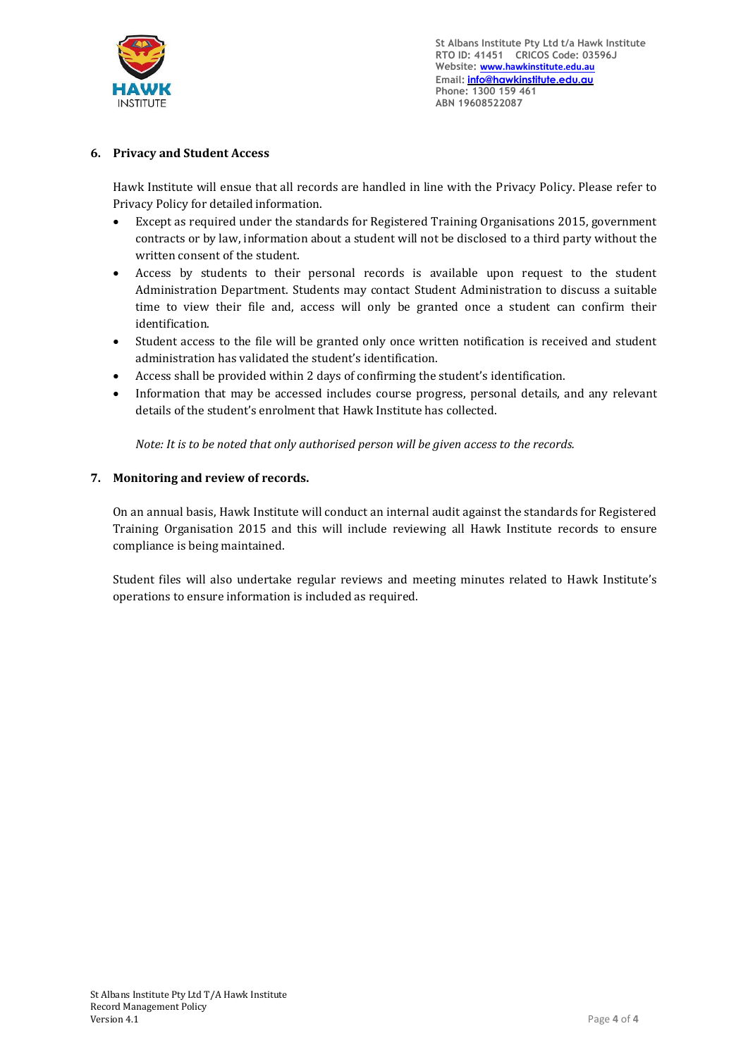## 6. Privacy and Student Access

Hawk Institute will ensue that all records are handled in line with the Privacy Policy. Please refer to Privacy Policy for detailed information.

- Except as required under the standards for Registered Training Organisations 2015, government contracts or by law, information about a student will not be disclosed to a third party without the written consent of the student.
- Access by students to their personal records is available upon request to the student Administration Department. Students may contact Student Administration to discuss a suitable time to view their file and, access will only be granted once a student can confirm their identification.
- Student access to the file will be granted only once written notification is received and student administration has validated the student's identification.
- Access shall be provided within 2 days of confirming the student's identification.
- Information that may be accessed includes course progress, personal details, and any relevant details of the student's enrolment that Hawk Institute has collected.

*Note: It is to be noted that only authorised person will be given access to the records.*

## 7. Monitoring and review of records.

On an annual basis, Hawk Institute will conduct an internal audit against the standards for Registered Training Organisation 2015 and this will include reviewing all Hawk Institute records to ensure compliance is being maintained.

Student files will also undertake regular reviews and meeting minutes related to Hawk Institute's operations to ensure information is included as required.